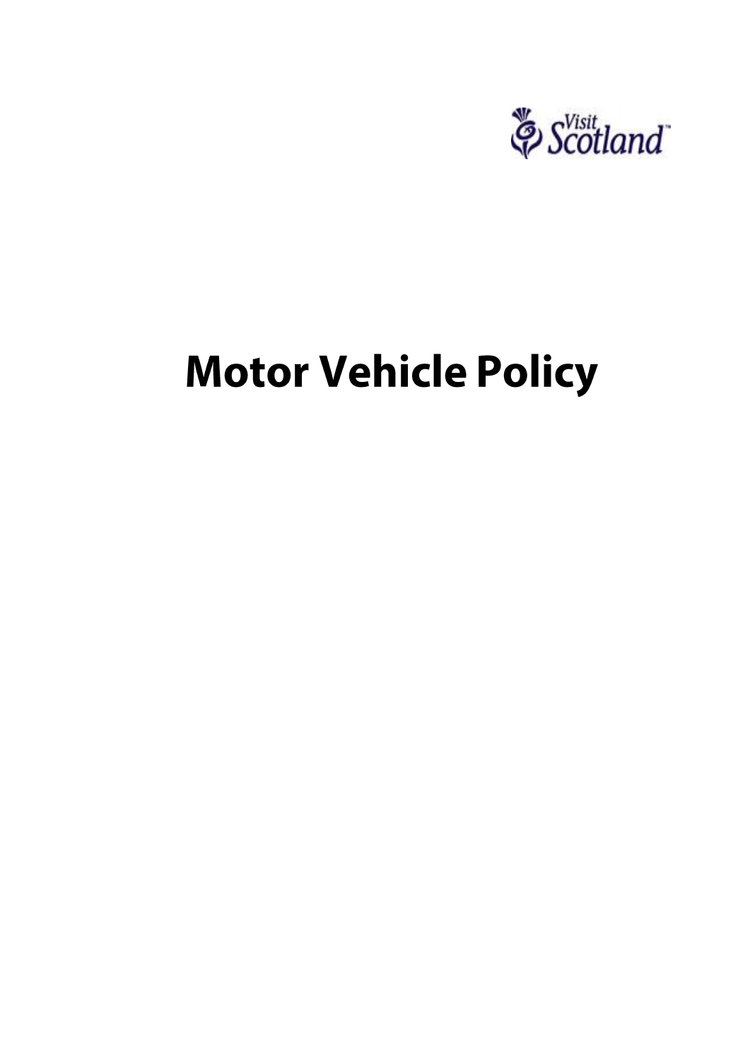# Motor Vehicle Policy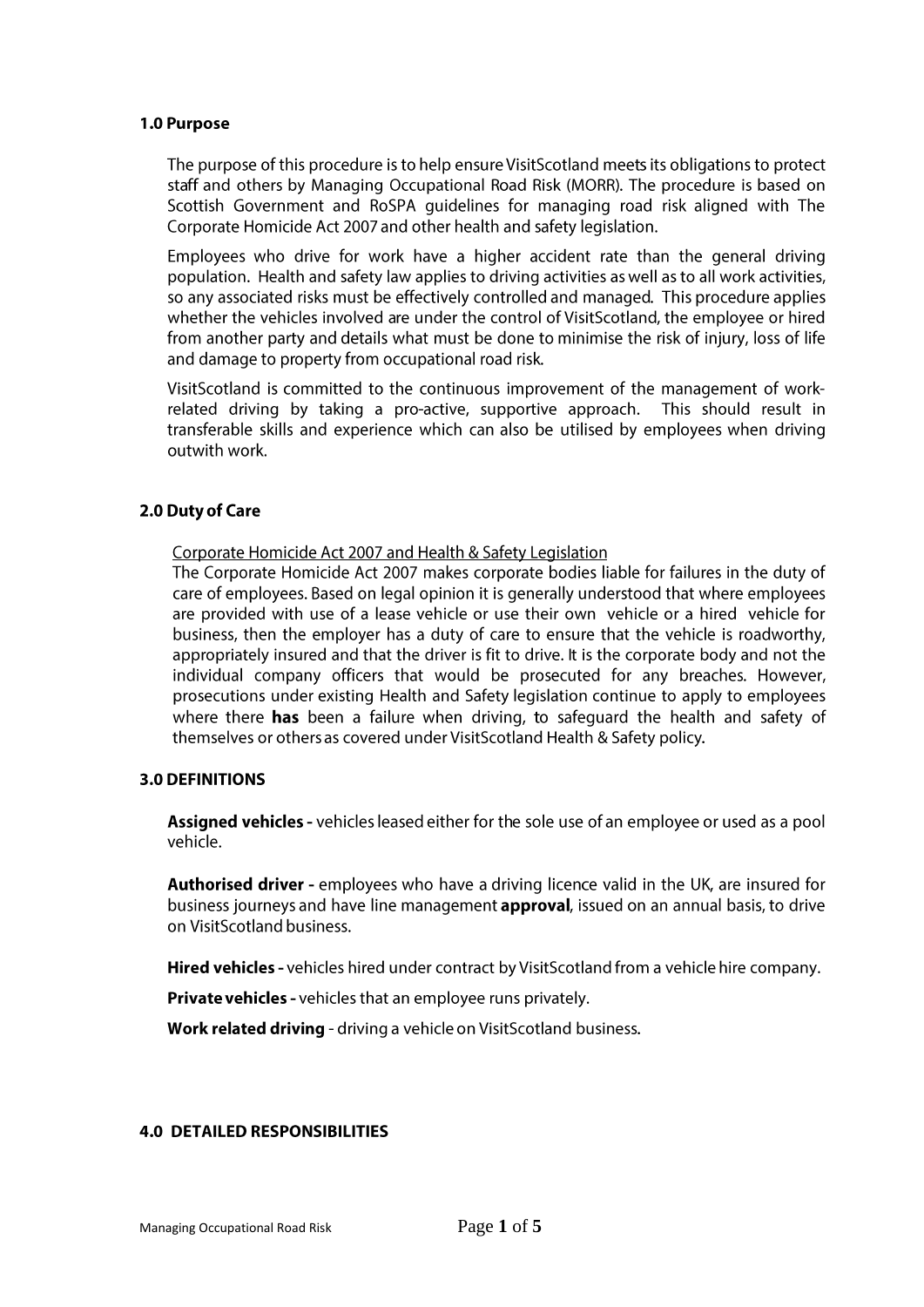## 1.0 Purpose

The purpose of this procedure is to help ensure VisitScotland meets its obligations to protect staff and others by Managing Occupational Road Risk (MORR). The procedure is based on Scottish Government and RoSPA guidelines for managing road risk aligned with The Corporate Homicide Act 2007 and other health and safety legislation.

Employees who drive for work have a higher accident rate than the general driving population. Health and safety law applies to driving activities as well as to all work activities, so any associated risks must be effectively controlled and managed. This procedure applies whether the vehicles involved are under the control of VisitScotland, the employee or hired from another party and details what must be done to minimise the risk of injury, loss of life and damage to property from occupational road risk.

VisitScotland is committed to the continuous improvement of the management of work-related driving by taking a pro-active, supportive approach. This should result in transferable skills and experience which can also be utilised by employees when driving outwith work.

## 2.0 Duty of Care

Corporate Homicide Act 2007 and Health & Safety Legislation

The Corporate Homicide Act 2007 makes corporate bodies liable for failures in the duty of care of employees. Based on legal opinion it is generally understood that where employees are provided with use of a lease vehicle or use their own vehicle or a hired vehicle for business, then the employer has a duty of care to ensure that the vehicle is roadworthy, appropriately insured and that the driver is fit to drive. It is the corporate body and not the individual company officers that would be prosecuted for any breaches. However, prosecutions under existing Health and Safety legislation continue to apply to employees where there **has** been a failure when driving, to safeguard the health and safety of themselves or others as covered under VisitScotland Health & Safety policy.

## 3.0 DEFINITIONS

**Assigned vehicles -** vehicles leased either for the sole use of an employee or used as a pool vehicle.

**Authorised driver -** employees who have a driving licence valid in the UK, are insured for business journeys and have line management **approval**, issued on an annual basis, to drive on VisitScotland business.

**Hired vehicles -** vehicles hired under contract by VisitScotland from a vehicle hire company.

**Private vehicles -** vehicles that an employee runs privately.

**Work related driving** - driving a vehicle on VisitScotland business.

## 4.0 DETAILED RESPONSIBILITIES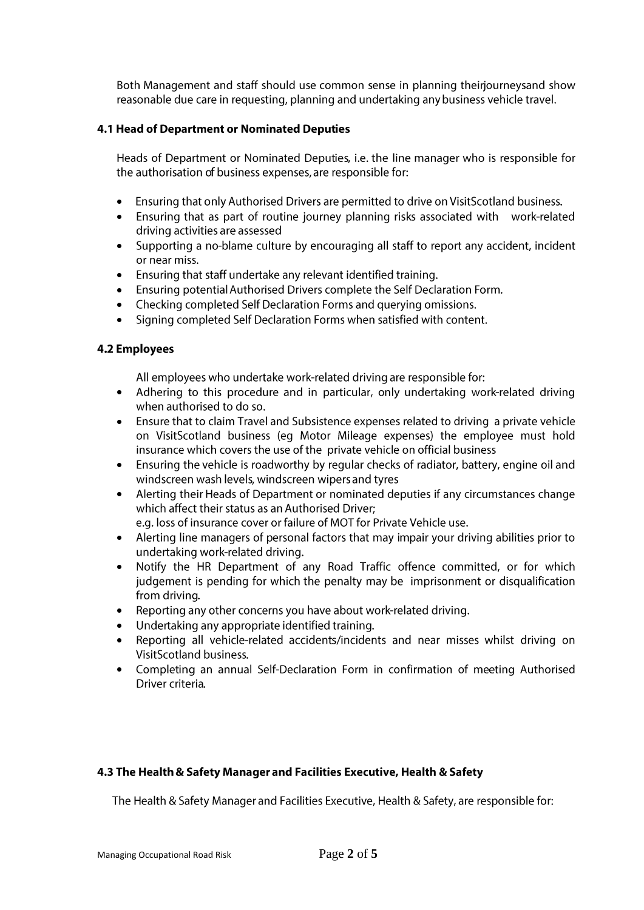Both Management and staff should use common sense in planning theirjourneysand show reasonable due care in requesting, planning and undertaking any business vehicle travel.

### 4.1 Head of Department or Nominated Deputies

Heads of Department or Nominated Deputies, i.e. the line manager who is responsible for the authorisation of business expenses, are responsible for:

- Ensuring that only Authorised Drivers are permitted to drive on VisitScotland business.
- Ensuring that as part of routine journey planning risks associated with work-related driving activities are assessed
- Supporting a no-blame culture by encouraging all staff to report any accident, incident or near miss.
- Ensuring that staff undertake any relevant identified training.
- Ensuring potential Authorised Drivers complete the Self Declaration Form.
- Checking completed Self Declaration Forms and querying omissions.
- Signing completed Self Declaration Forms when satisfied with content.

### 4.2 Employees

All employees who undertake work-related driving are responsible for:

- Adhering to this procedure and in particular, only undertaking work-related driving when authorised to do so.
- Ensure that to claim Travel and Subsistence expenses related to driving a private vehicle on VisitScotland business (eg Motor Mileage expenses) the employee must hold insurance which covers the use of the private vehicle on official business
- Ensuring the vehicle is roadworthy by regular checks of radiator, battery, engine oil and windscreen wash levels, windscreen wipers and tyres
- Alerting their Heads of Department or nominated deputies if any circumstances change which affect their status as an Authorised Driver; e.g. loss of insurance cover or failure of MOT for Private Vehicle use.
- Alerting line managers of personal factors that may impair your driving abilities prior to undertaking work-related driving.
- Notify the HR Department of any Road Traffic offence committed, or for which judgement is pending for which the penalty may be imprisonment or disqualification from driving.
- Reporting any other concerns you have about work-related driving.
- Undertaking any appropriate identified training.
- Reporting all vehicle-related accidents/incidents and near misses whilst driving on VisitScotland business.
- Completing an annual Self-Declaration Form in confirmation of meeting Authorised Driver criteria.

### 4.3 The Health & Safety Manager and Facilities Executive, Health & Safety

The Health & Safety Manager and Facilities Executive, Health & Safety, are responsible for: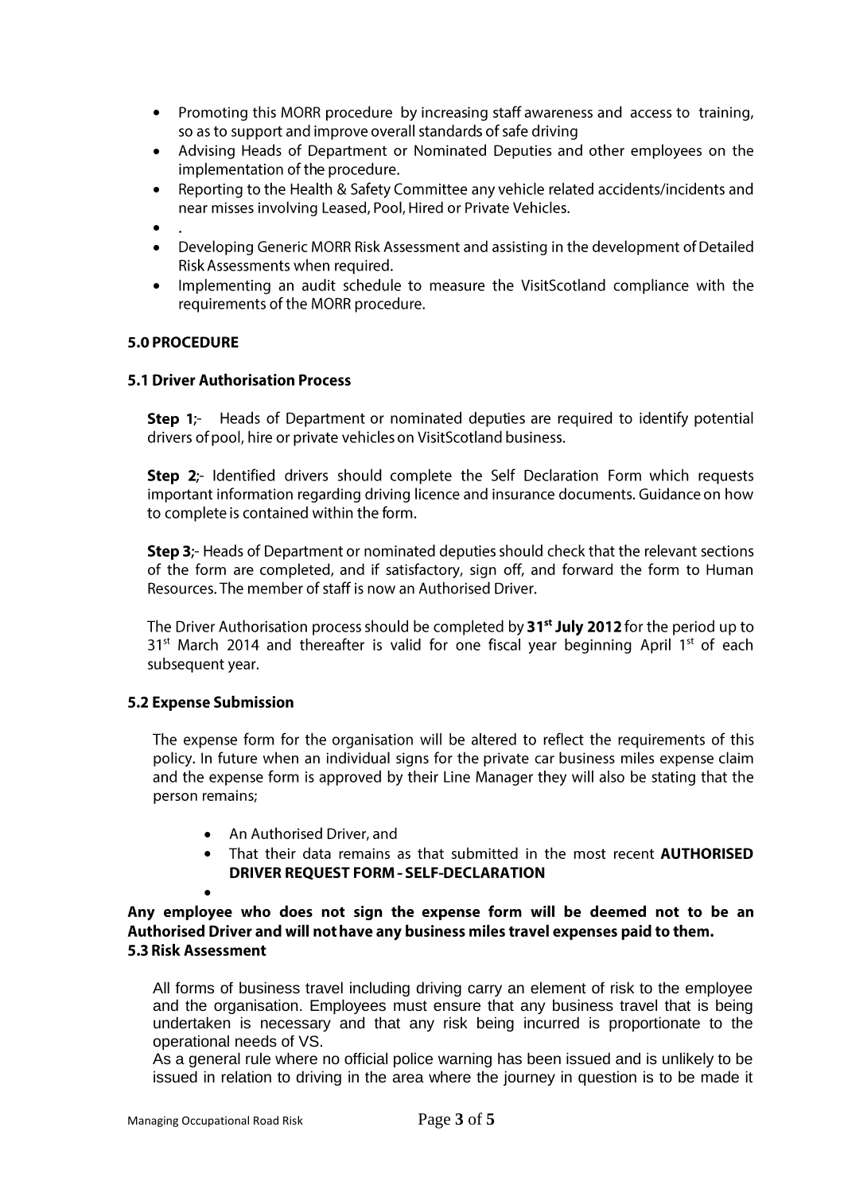- Promoting this MORR procedure by increasing staff awareness and access to training, so as to support and improve overall standards of safe driving
- Advising Heads of Department or Nominated Deputies and other employees on the implementation of the procedure.
- Reporting to the Health & Safety Committee any vehicle related accidents/incidents and near misses involving Leased, Pool, Hired or Private Vehicles.
- .
- Developing Generic MORR Risk Assessment and assisting in the development of Detailed Risk Assessments when required.
- Implementing an audit schedule to measure the VisitScotland compliance with the requirements of the MORR procedure.

**5.0 PROCEDURE**

**5.1 Driver Authorisation Process**

**Step 1**;- Heads of Department or nominated deputies are required to identify potential drivers of pool, hire or private vehicles on VisitScotland business.

**Step 2**;- Identified drivers should complete the Self Declaration Form which requests important information regarding driving licence and insurance documents. Guidance on how to complete is contained within the form.

**Step 3**;- Heads of Department or nominated deputies should check that the relevant sections of the form are completed, and if satisfactory, sign off, and forward the form to Human Resources. The member of staff is now an Authorised Driver.

The Driver Authorisation process should be completed by **31st July 2012** for the period up to 31st March 2014 and thereafter is valid for one fiscal year beginning April 1st of each subsequent year.

**5.2 Expense Submission**

The expense form for the organisation will be altered to reflect the requirements of this policy. In future when an individual signs for the private car business miles expense claim and the expense form is approved by their Line Manager they will also be stating that the person remains;

- An Authorised Driver, and
- That their data remains as that submitted in the most recent **AUTHORISED DRIVER REQUEST FORM - SELF-DECLARATION**
- 

**Any employee who does not sign the expense form will be deemed not to be an Authorised Driver and will not have any business miles travel expenses paid to them.**

**5.3 Risk Assessment**

All forms of business travel including driving carry an element of risk to the employee and the organisation. Employees must ensure that any business travel that is being undertaken is necessary and that any risk being incurred is proportionate to the operational needs of VS.

As a general rule where no official police warning has been issued and is unlikely to be issued in relation to driving in the area where the journey in question is to be made it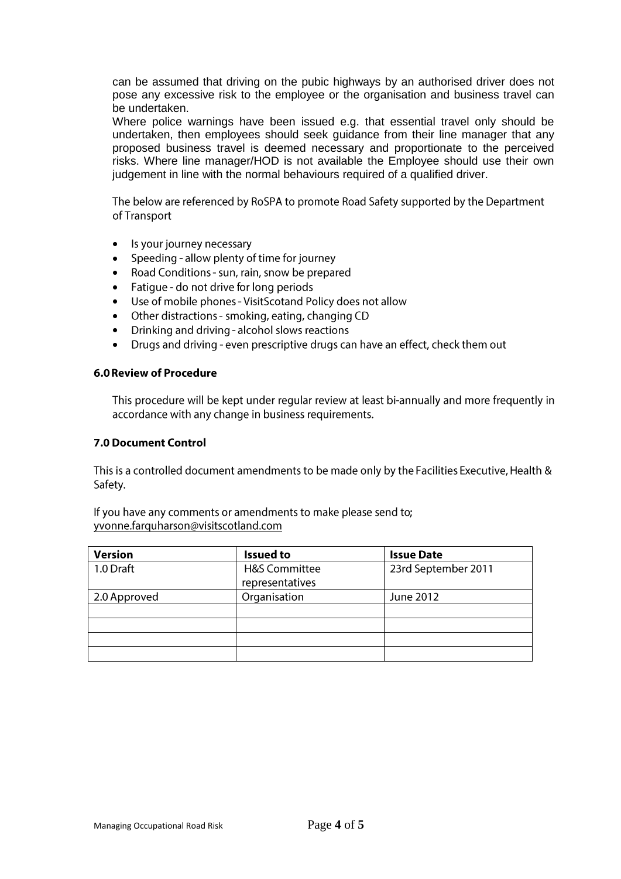can be assumed that driving on the pubic highways by an authorised driver does not pose any excessive risk to the employee or the organisation and business travel can be undertaken.

Where police warnings have been issued e.g. that essential travel only should be undertaken, then employees should seek guidance from their line manager that any proposed business travel is deemed necessary and proportionate to the perceived risks. Where line manager/HOD is not available the Employee should use their own judgement in line with the normal behaviours required of a qualified driver.

The below are referenced by RoSPA to promote Road Safety supported by the Department of Transport

- Is your journey necessary
- Speeding - allow plenty of time for journey
- Road Conditions - sun, rain, snow be prepared
- Fatigue - do not drive for long periods
- Use of mobile phones - VisitScotand Policy does not allow
- Other distractions - smoking, eating, changing CD
- Drinking and driving - alcohol slows reactions
- Drugs and driving - even prescriptive drugs can have an effect, check them out

### 6.0 Review of Procedure

This procedure will be kept under regular review at least bi-annually and more frequently in accordance with any change in business requirements.

### 7.0 Document Control

This is a controlled document amendments to be made only by the Facilities Executive, Health & Safety.

If you have any comments or amendments to make please send to;
yvonne.farquharson@visitscotland.com

| Version | Issued to | Issue Date |
|---|---|---|
| 1.0 Draft | H&S Committee representatives | 23rd September 2011 |
| 2.0 Approved | Organisation | June 2012 |
| | | |
| | | |
| | | |
| | | |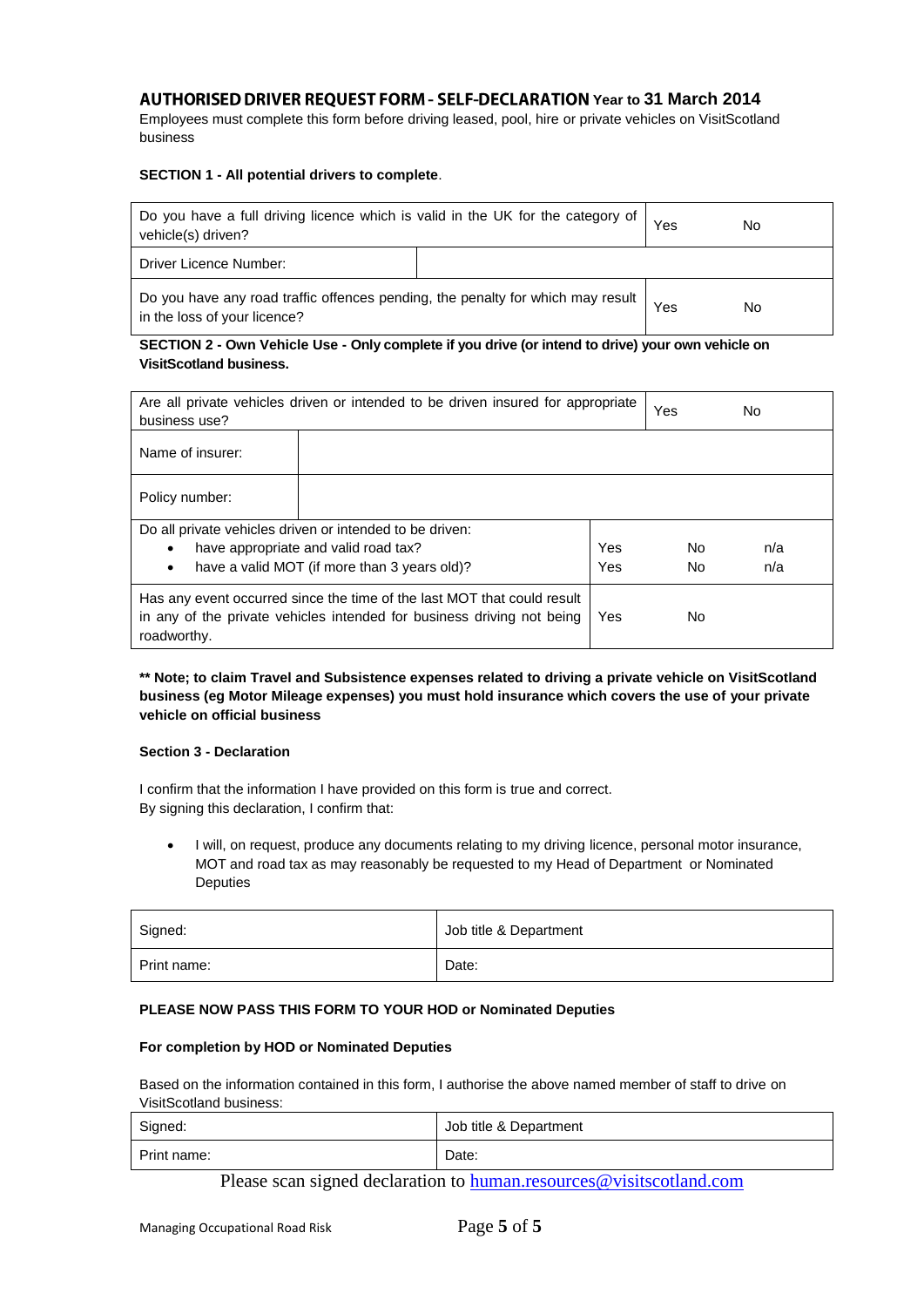## AUTHORISED DRIVER REQUEST FORM - SELF-DECLARATION Year to 31 March 2014

Employees must complete this form before driving leased, pool, hire or private vehicles on VisitScotland business

**SECTION 1 - All potential drivers to complete**.

| | | |
|---|---|---|
| Do you have a full driving licence which is valid in the UK for the category of vehicle(s) driven? | Yes | No |
| Driver Licence Number: | | |
| Do you have any road traffic offences pending, the penalty for which may result in the loss of your licence? | Yes | No |

**SECTION 2 - Own Vehicle Use - Only complete if you drive (or intend to drive) your own vehicle on VisitScotland business.**

| | | | |
|---|---|---|---|
| Are all private vehicles driven or intended to be driven insured for appropriate business use? | Yes | No | |
| Name of insurer: | | | |
| Policy number: | | | |
| Do all private vehicles driven or intended to be driven:<br>• have appropriate and valid road tax?<br>• have a valid MOT (if more than 3 years old)? | <br>Yes<br>Yes | <br>No<br>No | <br>n/a<br>n/a |
| Has any event occurred since the time of the last MOT that could result in any of the private vehicles intended for business driving not being roadworthy. | Yes | No | |

**** Note; to claim Travel and Subsistence expenses related to driving a private vehicle on VisitScotland business (eg Motor Mileage expenses) you must hold insurance which covers the use of your private vehicle on official business**

**Section 3 - Declaration**

I confirm that the information I have provided on this form is true and correct.
By signing this declaration, I confirm that:

- I will, on request, produce any documents relating to my driving licence, personal motor insurance, MOT and road tax as may reasonably be requested to my Head of Department or Nominated Deputies

| | |
|---|---|
| Signed: | Job title & Department |
| Print name: | Date: |

**PLEASE NOW PASS THIS FORM TO YOUR HOD or Nominated Deputies**

**For completion by HOD or Nominated Deputies**

Based on the information contained in this form, I authorise the above named member of staff to drive on VisitScotland business:

| | |
|---|---|
| Signed: | Job title & Department |
| Print name: | Date: |

Please scan signed declaration to human.resources@visitscotland.com